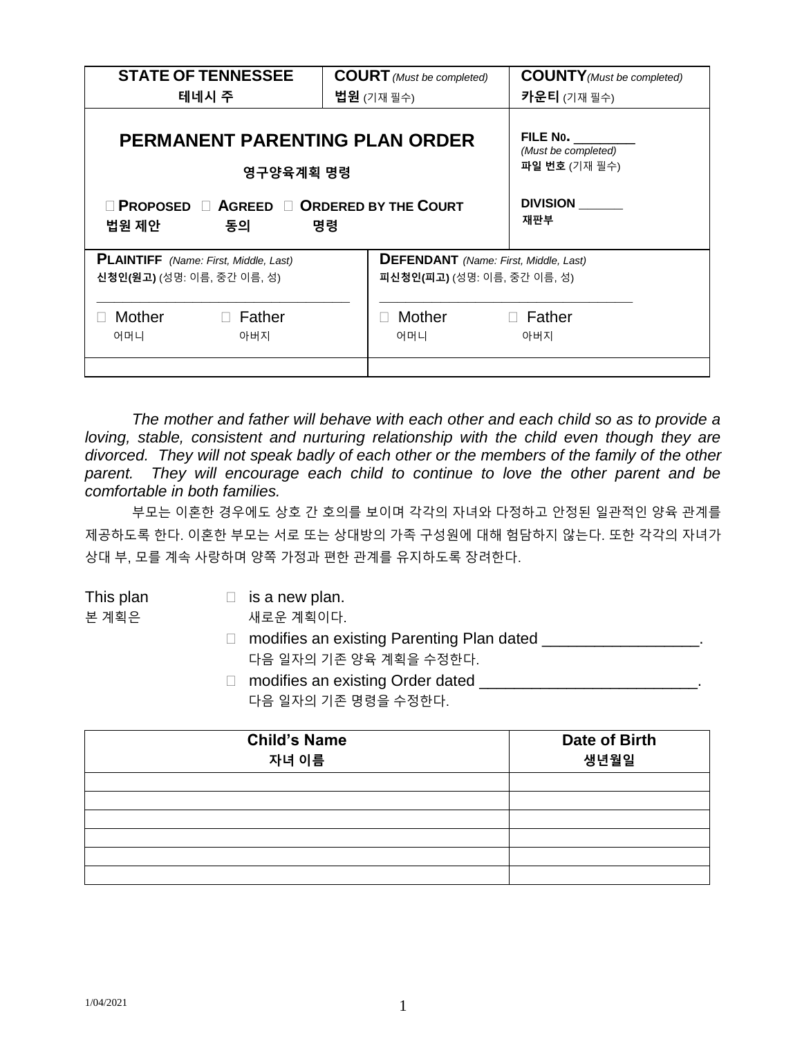| STATE OF TENNESSEE<br>테네시 주 | COURT *(Must be completed)*<br>법원 (기재 필수) | COUNTY *(Must be completed)*<br>카운티 (기재 필수) |
|---|---|---|
| **PERMANENT PARENTING PLAN ORDER**<br>**영구양육계획 명령**<br>☐ PROPOSED ☐ AGREED ☐ ORDERED BY THE COURT<br>법원 제안 동의 명령 | | FILE No. ________<br>*(Must be completed)*<br>파일 번호 (기재 필수)<br><br>DIVISION ______<br>재판부 |

| PLAINTIFF *(Name: First, Middle, Last)*<br>신청인(원고) (성명: 이름, 중간 이름, 성) | DEFENDANT *(Name: First, Middle, Last)*<br>피신청인(피고) (성명: 이름, 중간 이름, 성) |
|---|---|
| _______________________________ | _______________________________ |
| ☐ Mother 어머니 ☐ Father 아버지 | ☐ Mother 어머니 ☐ Father 아버지 |
| | |

*The mother and father will behave with each other and each child so as to provide a loving, stable, consistent and nurturing relationship with the child even though they are divorced. They will not speak badly of each other or the members of the family of the other parent. They will encourage each child to continue to love the other parent and be comfortable in both families.*

부모는 이혼한 경우에도 상호 간 호의를 보이며 각각의 자녀와 다정하고 안정된 일관적인 양육 관계를 제공하도록 한다. 이혼한 부모는 서로 또는 상대방의 가족 구성원에 대해 험담하지 않는다. 또한 각각의 자녀가 상대 부, 모를 계속 사랑하며 양쪽 가정과 편한 관계를 유지하도록 장려한다.

This plan
본 계획은

☐ is a new plan.
새로운 계획이다.

☐ modifies an existing Parenting Plan dated __________________.
다음 일자의 기존 양육 계획을 수정한다.

☐ modifies an existing Order dated _________________________.
다음 일자의 기존 명령을 수정한다.

| Child's Name<br>자녀 이름 | Date of Birth<br>생년월일 |
|---|---|
| | |
| | |
| | |
| | |
| | |
| | |

1/04/2021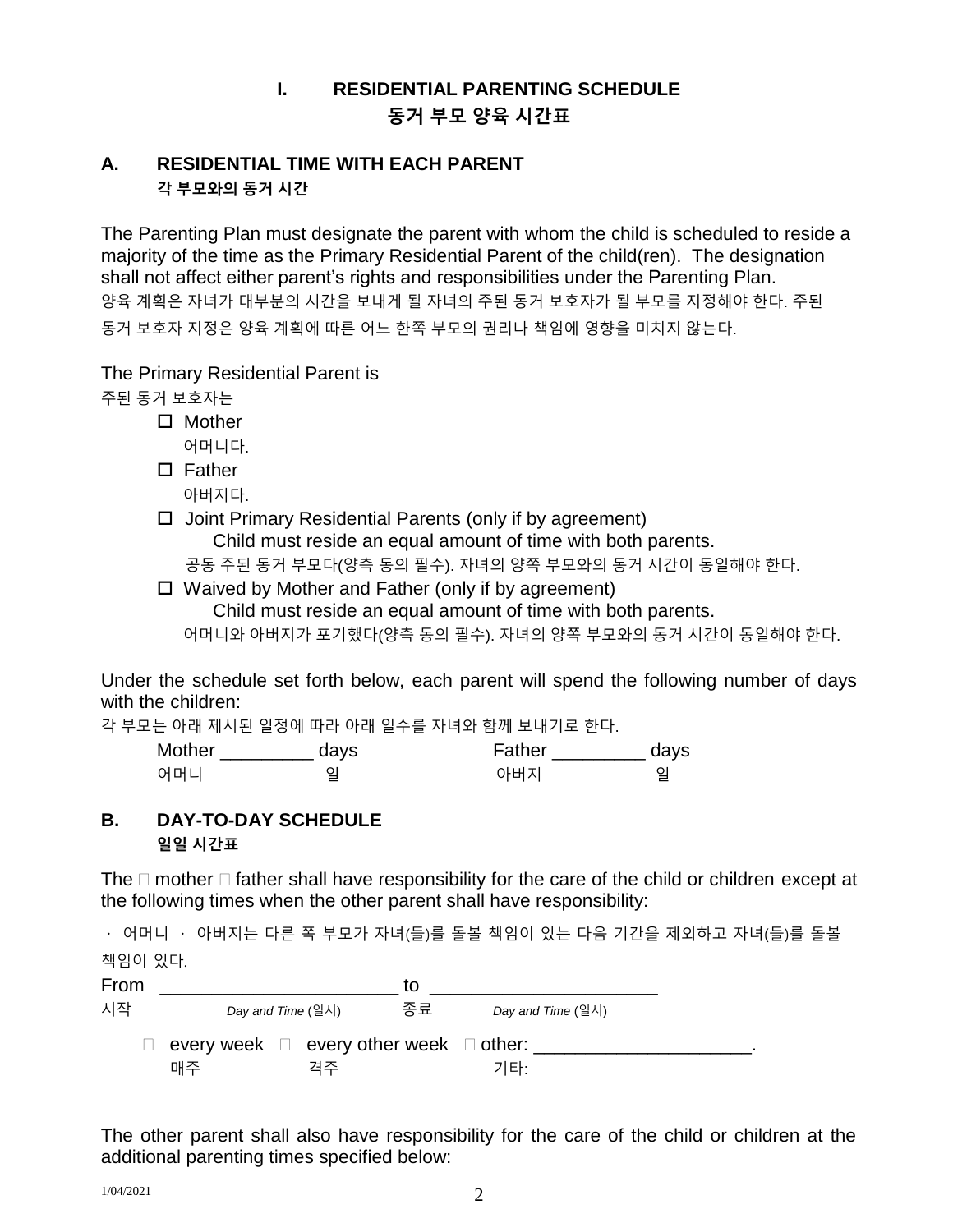# I. RESIDENTIAL PARENTING SCHEDULE
# 동거 부모 양육 시간표

## A. RESIDENTIAL TIME WITH EACH PARENT
**각 부모와의 동거 시간**

The Parenting Plan must designate the parent with whom the child is scheduled to reside a majority of the time as the Primary Residential Parent of the child(ren). The designation shall not affect either parent's rights and responsibilities under the Parenting Plan.
양육 계획은 자녀가 대부분의 시간을 보내게 될 자녀의 주된 동거 보호자가 될 부모를 지정해야 한다. 주된 동거 보호자 지정은 양육 계획에 따른 어느 한쪽 부모의 권리나 책임에 영향을 미치지 않는다.

The Primary Residential Parent is
주된 동거 보호자는

- ☐ Mother
  어머니다.
- ☐ Father
  아버지다.
- ☐ Joint Primary Residential Parents (only if by agreement)
  Child must reside an equal amount of time with both parents.
  공동 주된 동거 부모다(양측 동의 필수). 자녀의 양쪽 부모와의 동거 시간이 동일해야 한다.
- ☐ Waived by Mother and Father (only if by agreement)
  Child must reside an equal amount of time with both parents.
  어머니와 아버지가 포기했다(양측 동의 필수). 자녀의 양쪽 부모와의 동거 시간이 동일해야 한다.

Under the schedule set forth below, each parent will spend the following number of days with the children:
각 부모는 아래 제시된 일정에 따라 아래 일수를 자녀와 함께 보내기로 한다.

Mother _________ days　　　　　Father _________ days
어머니　　　　　일　　　　　　　아버지　　　　　일

## B. DAY-TO-DAY SCHEDULE
**일일 시간표**

The ☐ mother ☐ father shall have responsibility for the care of the child or children except at the following times when the other parent shall have responsibility:

· 어머니 · 아버지는 다른 쪽 부모가 자녀(들)를 돌볼 책임이 있는 다음 기간을 제외하고 자녀(들)를 돌볼 책임이 있다.

From _______________________ to _______________________
시작　*Day and Time* (일시)　종료　*Day and Time* (일시)

☐ every week ☐ every other week ☐ other: _____________________.
매주　격주　기타:

The other parent shall also have responsibility for the care of the child or children at the additional parenting times specified below: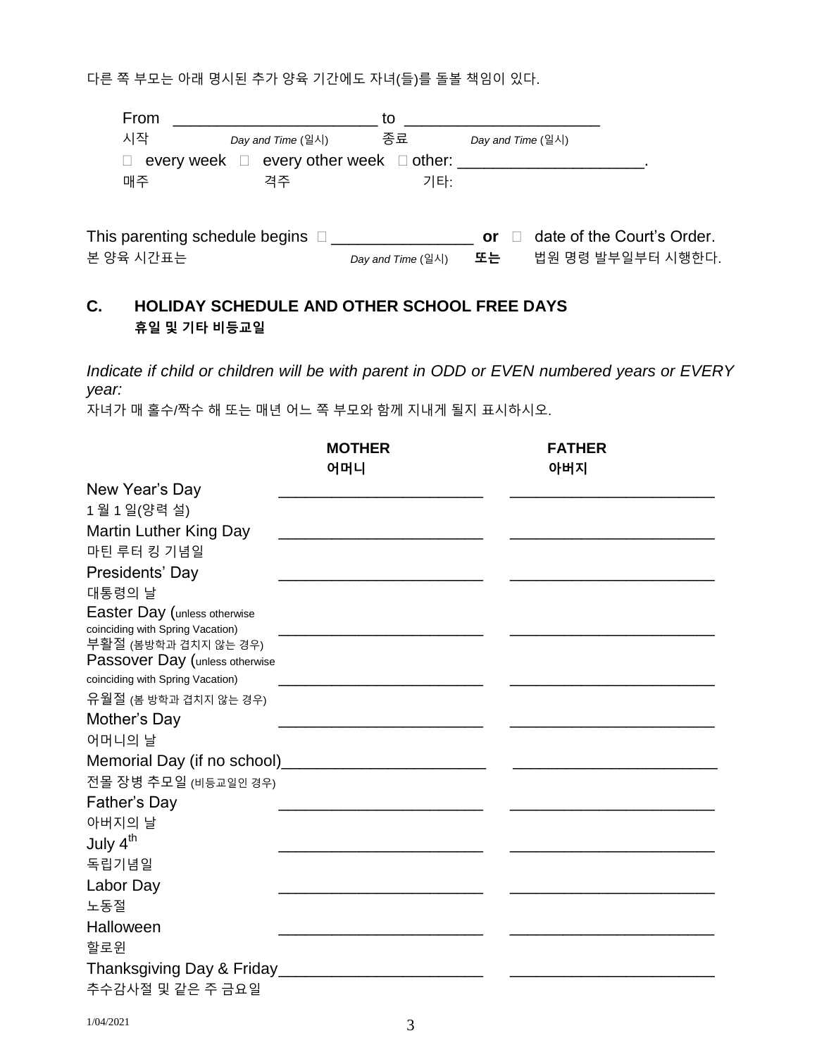다른 쪽 부모는 아래 명시된 추가 양육 기간에도 자녀(들)를 돌볼 책임이 있다.

From ______________________ to ______________________
시작 *Day and Time* (일시) 종료 *Day and Time* (일시)

☐ every week ☐ every other week ☐ other: ______________________.
매주 격주 기타:

This parenting schedule begins ☐ ________________ **or** ☐ date of the Court's Order.
본 양육 시간표는 *Day and Time* (일시) **또는** 법원 명령 발부일부터 시행한다.

## C. HOLIDAY SCHEDULE AND OTHER SCHOOL FREE DAYS
**휴일 및 기타 비등교일**

*Indicate if child or children will be with parent in ODD or EVEN numbered years or EVERY year:*
자녀가 매 홀수/짝수 해 또는 매년 어느 쪽 부모와 함께 지내게 될지 표시하시오.

| | **MOTHER**<br>**어머니** | **FATHER**<br>**아버지** |
|---|---|---|
| New Year's Day<br>1 월 1 일(양력 설) | ______________________ | ______________________ |
| Martin Luther King Day<br>마틴 루터 킹 기념일 | ______________________ | ______________________ |
| Presidents' Day<br>대통령의 날 | ______________________ | ______________________ |
| Easter Day (unless otherwise coinciding with Spring Vacation)<br>부활절 (봄방학과 겹치지 않는 경우) | ______________________ | ______________________ |
| Passover Day (unless otherwise coinciding with Spring Vacation)<br>유월절 (봄 방학과 겹치지 않는 경우) | ______________________ | ______________________ |
| Mother's Day<br>어머니의 날 | ______________________ | ______________________ |
| Memorial Day (if no school)<br>전몰 장병 추모일 (비등교일인 경우) | ______________________ | ______________________ |
| Father's Day<br>아버지의 날 | ______________________ | ______________________ |
| July 4th<br>독립기념일 | ______________________ | ______________________ |
| Labor Day<br>노동절 | ______________________ | ______________________ |
| Halloween<br>할로윈 | ______________________ | ______________________ |
| Thanksgiving Day & Friday<br>추수감사절 및 같은 주 금요일 | ______________________ | ______________________ |

1/04/2021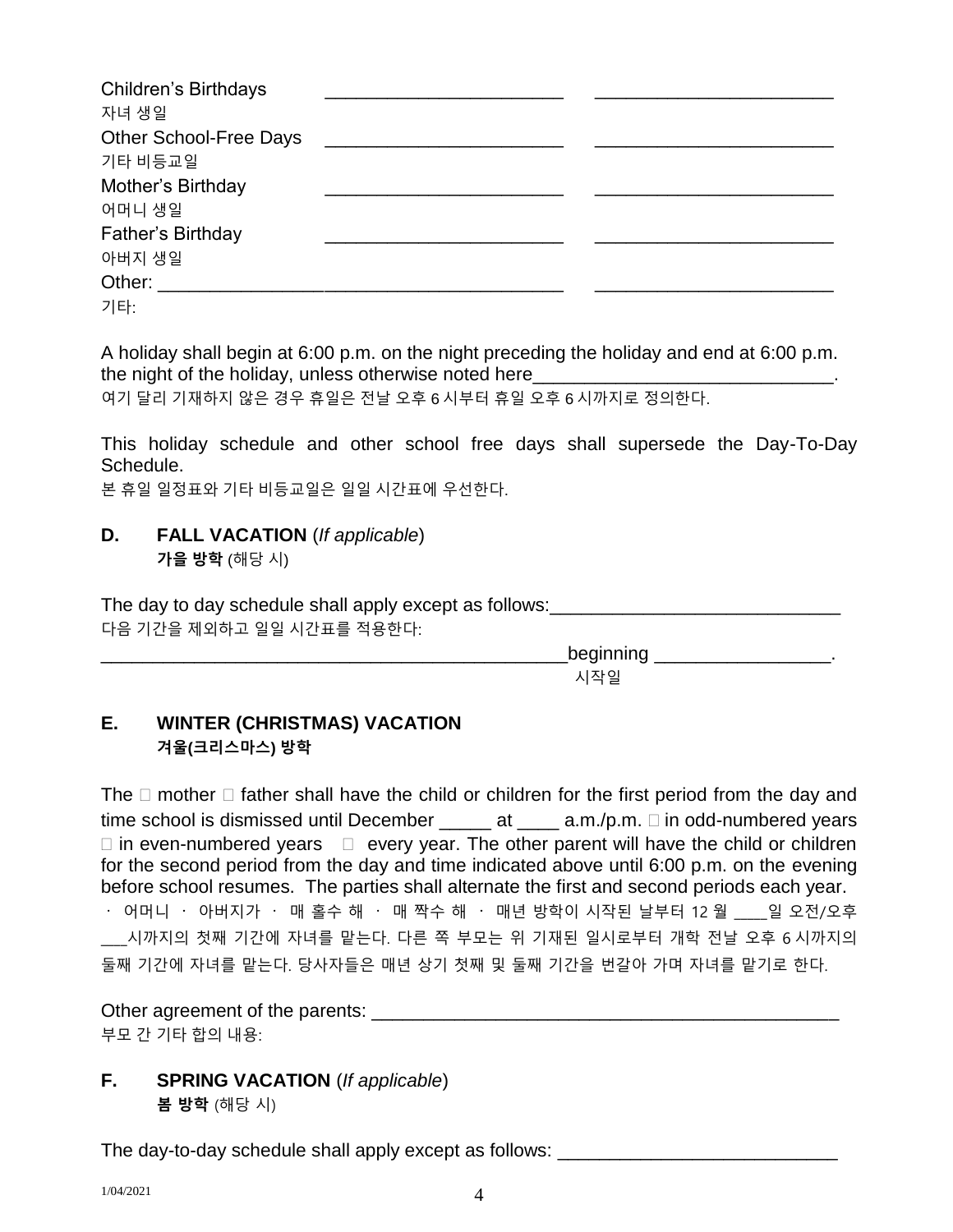| | | |
|---|---|---|
| Children's Birthdays<br>자녀 생일 | ______________________ | ______________________ |
| Other School-Free Days<br>기타 비등교일 | ______________________ | ______________________ |
| Mother's Birthday<br>어머니 생일 | ______________________ | ______________________ |
| Father's Birthday<br>아버지 생일 | ______________________ | ______________________ |
| Other: ______________________<br>기타: | ______________________ | ______________________ |

A holiday shall begin at 6:00 p.m. on the night preceding the holiday and end at 6:00 p.m. the night of the holiday, unless otherwise noted here______________________________.
여기 달리 기재하지 않은 경우 휴일은 전날 오후 6 시부터 휴일 오후 6 시까지로 정의한다.

This holiday schedule and other school free days shall supersede the Day-To-Day Schedule.
본 휴일 일정표와 기타 비등교일은 일일 시간표에 우선한다.

**D. FALL VACATION** (*If applicable*)
**가을 방학** (해당 시)

The day to day schedule shall apply except as follows:____________________________
다음 기간을 제외하고 일일 시간표를 적용한다:

_______________________________________________beginning _________________.
시작일

## E. WINTER (CHRISTMAS) VACATION
**겨울(크리스마스) 방학**

The ☐ mother ☐ father shall have the child or children for the first period from the day and time school is dismissed until December _____ at ____ a.m./p.m. ☐ in odd-numbered years ☐ in even-numbered years ☐ every year. The other parent will have the child or children for the second period from the day and time indicated above until 6:00 p.m. on the evening before school resumes. The parties shall alternate the first and second periods each year.
· 어머니 · 아버지가 · 매 홀수 해 · 매 짝수 해 · 매년 방학이 시작된 날부터 12 월 ____일 오전/오후 ___시까지의 첫째 기간에 자녀를 맡는다. 다른 쪽 부모는 위 기재된 일시로부터 개학 전날 오후 6 시까지의 둘째 기간에 자녀를 맡는다. 당사자들은 매년 상기 첫째 및 둘째 기간을 번갈아 가며 자녀를 맡기로 한다.

Other agreement of the parents: _____________________________________________
부모 간 기타 합의 내용:

**F. SPRING VACATION** (*If applicable*)
**봄 방학** (해당 시)

The day-to-day schedule shall apply except as follows: __________________________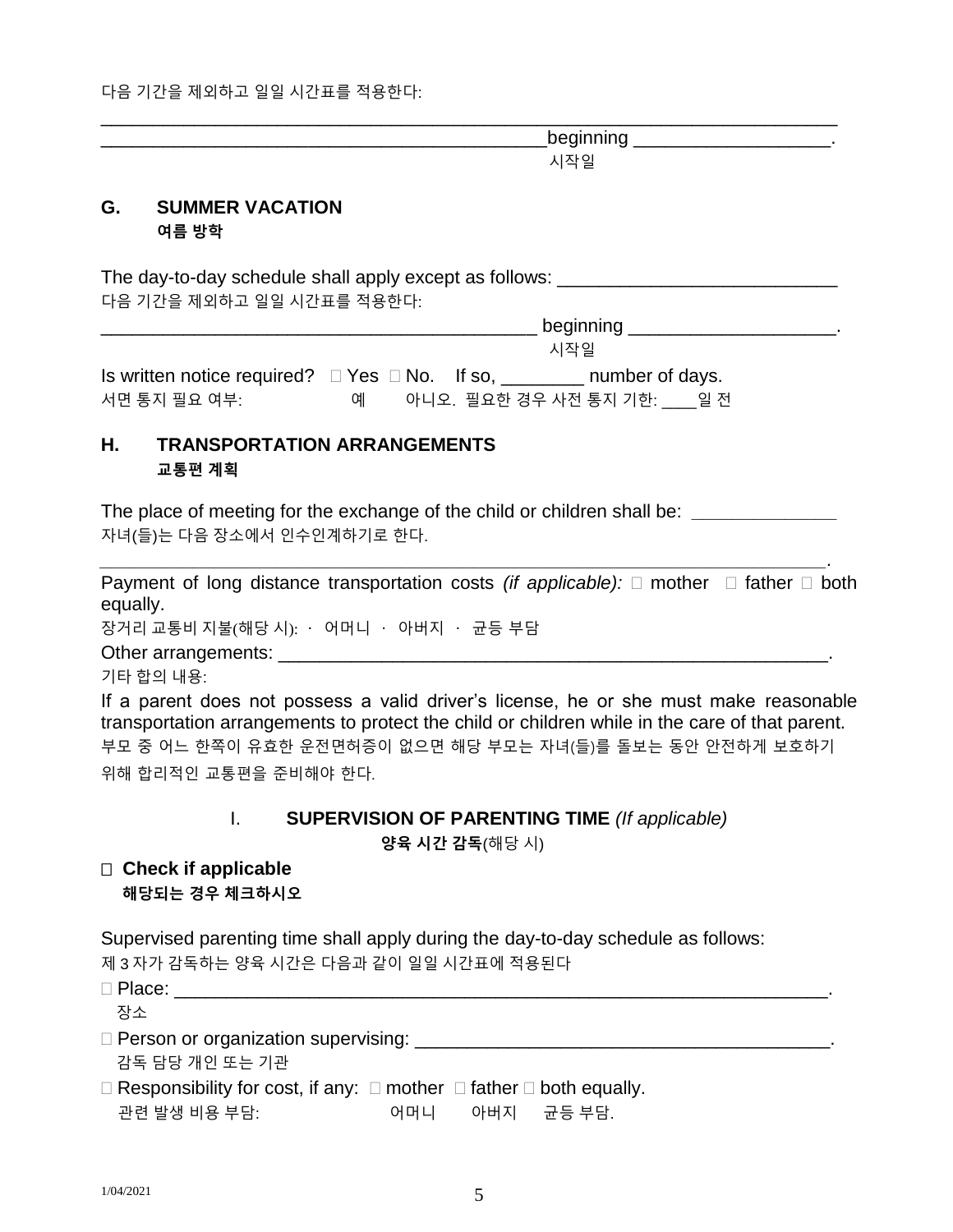다음 기간을 제외하고 일일 시간표를 적용한다:

______________________________________________________________________

____________________________________________beginning ___________________.
시작일

## G. SUMMER VACATION
**여름 방학**

The day-to-day schedule shall apply except as follows: ___________________________
다음 기간을 제외하고 일일 시간표를 적용한다:

____________________________________________ beginning ____________________.
시작일

Is written notice required? ☐ Yes ☐ No. If so, ________ number of days.
서면 통지 필요 여부: 예 아니오. 필요한 경우 사전 통지 기한: ____일 전

## H. TRANSPORTATION ARRANGEMENTS
**교통편 계획**

The place of meeting for the exchange of the child or children shall be: ______________
자녀(들)는 다음 장소에서 인수인계하기로 한다.

______________________________________________________________________.

Payment of long distance transportation costs *(if applicable):* ☐ mother ☐ father ☐ both equally.
장거리 교통비 지불(해당 시): · 어머니 · 아버지 · 균등 부담

Other arrangements: _______________________________________________________.
기타 합의 내용:

If a parent does not possess a valid driver's license, he or she must make reasonable transportation arrangements to protect the child or children while in the care of that parent.
부모 중 어느 한쪽이 유효한 운전면허증이 없으면 해당 부모는 자녀(들)를 돌보는 동안 안전하게 보호하기 위해 합리적인 교통편을 준비해야 한다.

## I. SUPERVISION OF PARENTING TIME *(If applicable)*
**양육 시간 감독**(해당 시)

☐ **Check if applicable**
**해당되는 경우 체크하시오**

Supervised parenting time shall apply during the day-to-day schedule as follows:
제 3 자가 감독하는 양육 시간은 다음과 같이 일일 시간표에 적용된다

☐ Place: _______________________________________________________________.
장소

☐ Person or organization supervising: ________________________________________.
감독 담당 개인 또는 기관

☐ Responsibility for cost, if any: ☐ mother ☐ father ☐ both equally.
관련 발생 비용 부담: 어머니 아버지 균등 부담.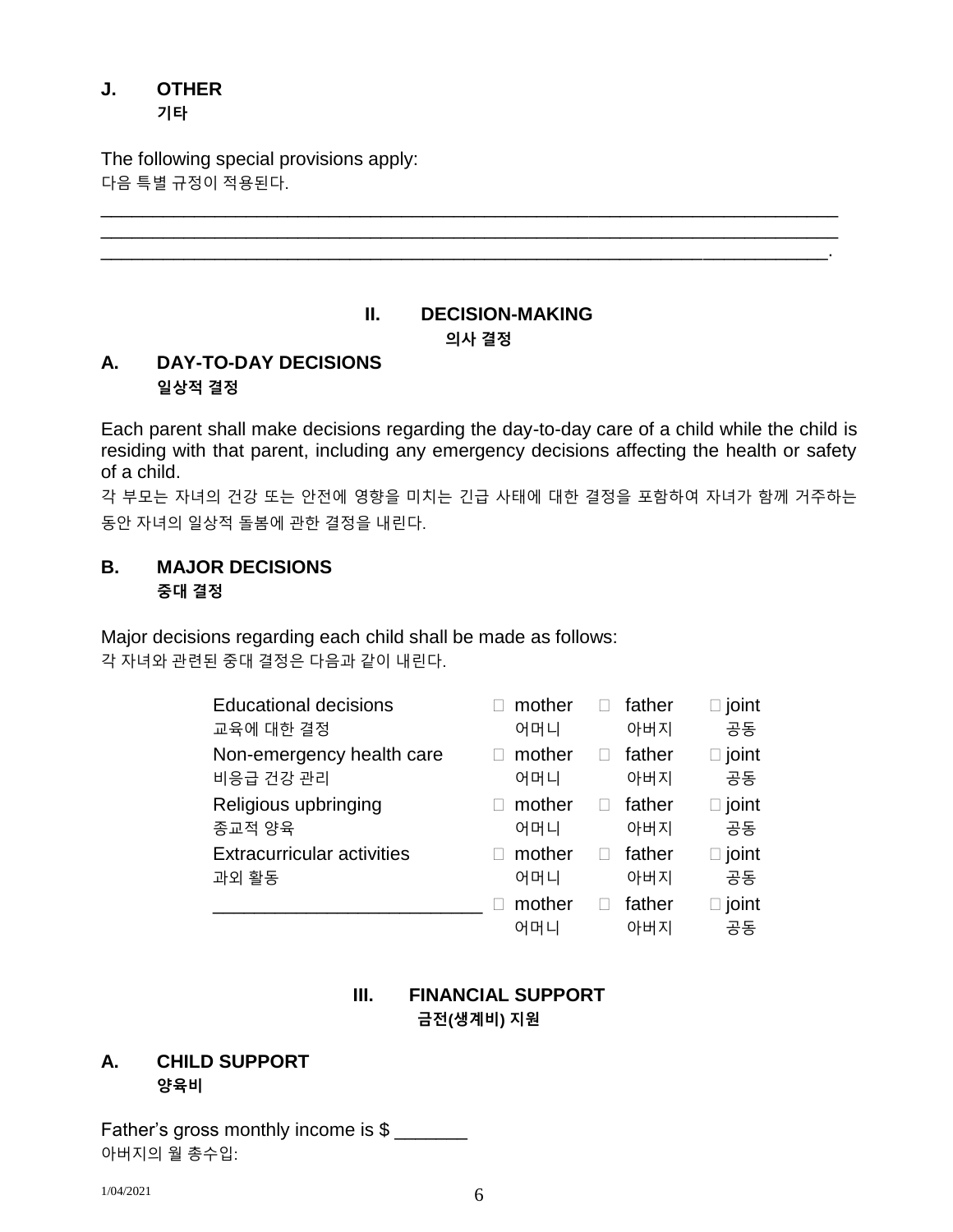### J. OTHER
**기타**

The following special provisions apply:
다음 특별 규정이 적용된다.

______________________________________________________________________________
______________________________________________________________________________
_____________________________________________________________________________.

## II. DECISION-MAKING
**의사 결정**

### A. DAY-TO-DAY DECISIONS
**일상적 결정**

Each parent shall make decisions regarding the day-to-day care of a child while the child is residing with that parent, including any emergency decisions affecting the health or safety of a child.
각 부모는 자녀의 건강 또는 안전에 영향을 미치는 긴급 사태에 대한 결정을 포함하여 자녀가 함께 거주하는 동안 자녀의 일상적 돌봄에 관한 결정을 내린다.

### B. MAJOR DECISIONS
**중대 결정**

Major decisions regarding each child shall be made as follows:
각 자녀와 관련된 중대 결정은 다음과 같이 내린다.

| | | | |
|---|---|---|---|
| Educational decisions<br>교육에 대한 결정 | ☐ mother<br>어머니 | ☐ father<br>아버지 | ☐ joint<br>공동 |
| Non-emergency health care<br>비응급 건강 관리 | ☐ mother<br>어머니 | ☐ father<br>아버지 | ☐ joint<br>공동 |
| Religious upbringing<br>종교적 양육 | ☐ mother<br>어머니 | ☐ father<br>아버지 | ☐ joint<br>공동 |
| Extracurricular activities<br>과외 활동 | ☐ mother<br>어머니 | ☐ father<br>아버지 | ☐ joint<br>공동 |
| __________________________ | ☐ mother<br>어머니 | ☐ father<br>아버지 | ☐ joint<br>공동 |

## III. FINANCIAL SUPPORT
**금전(생계비) 지원**

### A. CHILD SUPPORT
**양육비**

Father's gross monthly income is $ _______
아버지의 월 총수입:

1/04/2021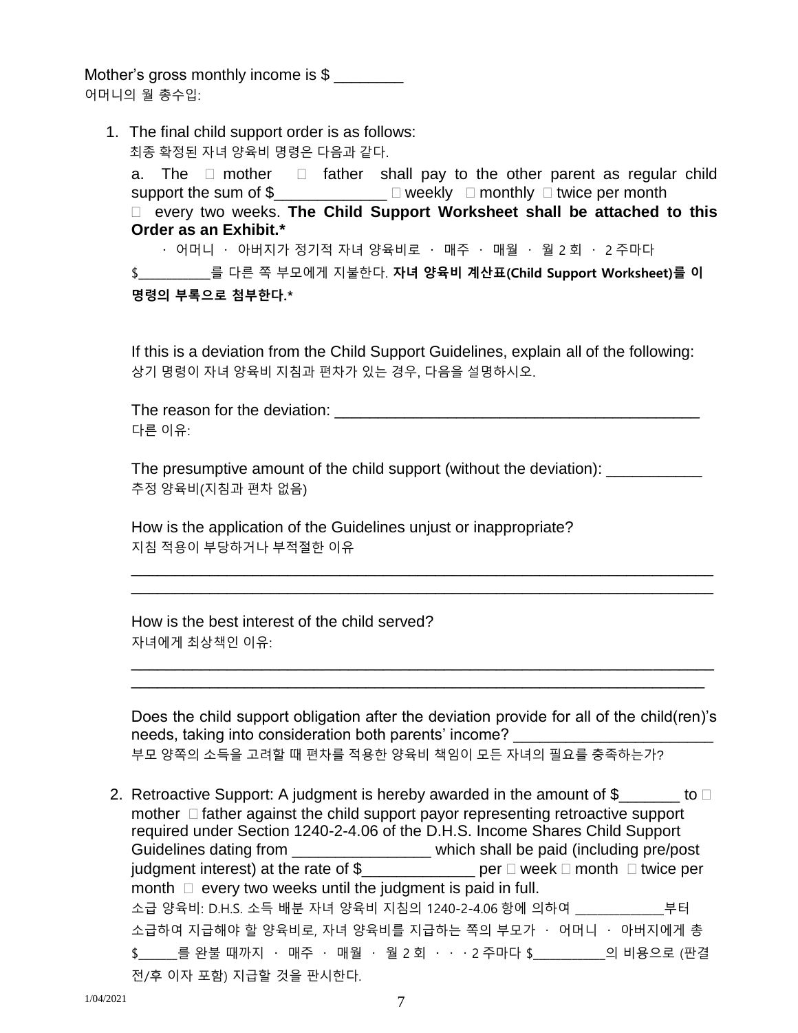Mother's gross monthly income is $ ________

어머니의 월 총수입:

1. The final child support order is as follows:

   최종 확정된 자녀 양육비 명령은 다음과 같다.

   a. The ☐ mother ☐ father shall pay to the other parent as regular child support the sum of $_____________ ☐ weekly ☐ monthly ☐ twice per month ☐ every two weeks. **The Child Support Worksheet shall be attached to this Order as an Exhibit.***

   · 어머니 · 아버지가 정기적 자녀 양육비로 · 매주 · 매월 · 월 2 회 · 2 주마다 $__________를 다른 쪽 부모에게 지불한다. **자녀 양육비 계산표(Child Support Worksheet)를 이 명령의 부록으로 첨부한다.***

   If this is a deviation from the Child Support Guidelines, explain all of the following:

   상기 명령이 자녀 양육비 지침과 편차가 있는 경우, 다음을 설명하시오.

   The reason for the deviation: ___________________________________________

   다른 이유:

   The presumptive amount of the child support (without the deviation): ___________

   추정 양육비(지침과 편차 없음)

   How is the application of the Guidelines unjust or inappropriate?

   지침 적용이 부당하거나 부적절한 이유

   ______________________________________________________________________
   ______________________________________________________________________

   How is the best interest of the child served?

   자녀에게 최상책인 이유:

   ______________________________________________________________________
   ______________________________________________________________________

   Does the child support obligation after the deviation provide for all of the child(ren)'s needs, taking into consideration both parents' income? ______________________

   부모 양쪽의 소득을 고려할 때 편차를 적용한 양육비 책임이 모든 자녀의 필요를 충족하는가?

2. Retroactive Support: A judgment is hereby awarded in the amount of $_______ to ☐ mother ☐ father against the child support payor representing retroactive support required under Section 1240-2-4.06 of the D.H.S. Income Shares Child Support Guidelines dating from ________________ which shall be paid (including pre/post judgment interest) at the rate of $_____________ per ☐ week ☐ month ☐ twice per month ☐ every two weeks until the judgment is paid in full.

   소급 양육비: D.H.S. 소득 배분 자녀 양육비 지침의 1240-2-4.06 항에 의하여 ____________부터 소급하여 지급해야 할 양육비로, 자녀 양육비를 지급하는 쪽의 부모가 · 어머니 · 아버지에게 총 $_____를 완불 때까지 · 매주 · 매월 · 월 2 회 · · · 2 주마다 $__________의 비용으로 (판결 전/후 이자 포함) 지급할 것을 판시한다.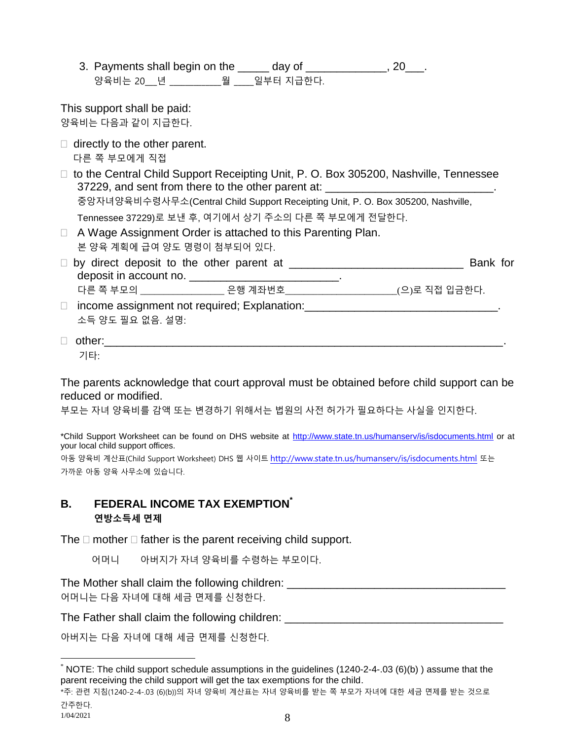3. Payments shall begin on the _____ day of _____________, 20___.
   양육비는 20__년 _________월 ____일부터 지급한다.

This support shall be paid:
양육비는 다음과 같이 지급한다.

- ☐ directly to the other parent.
  다른 쪽 부모에게 직접
- ☐ to the Central Child Support Receipting Unit, P. O. Box 305200, Nashville, Tennessee 37229, and sent from there to the other parent at: ___________________________.
  중앙자녀양육비수령사무소(Central Child Support Receipting Unit, P. O. Box 305200, Nashville, Tennessee 37229)로 보낸 후, 여기에서 상기 주소의 다른 쪽 부모에게 전달한다.
- ☐ A Wage Assignment Order is attached to this Parenting Plan.
  본 양육 계획에 급여 양도 명령이 첨부되어 있다.
- ☐ by direct deposit to the other parent at ___________________________ Bank for deposit in account no. ______________________.
  다른 쪽 부모의 _______________ 은행 계좌번호___________________(으)로 직접 입금한다.
- ☐ income assignment not required; Explanation:_______________________________.
  소득 양도 필요 없음. 설명:
- ☐ other:_____________________________________________________________.
  기타:

The parents acknowledge that court approval must be obtained before child support can be reduced or modified.
부모는 자녀 양육비를 감액 또는 변경하기 위해서는 법원의 사전 허가가 필요하다는 사실을 인지한다.

*Child Support Worksheet can be found on DHS website at http://www.state.tn.us/humanserv/is/isdocuments.html or at your local child support offices.
아동 양육비 계산표(Child Support Worksheet) DHS 웹 사이트 http://www.state.tn.us/humanserv/is/isdocuments.html 또는 가까운 아동 양육 사무소에 있습니다.

## B. FEDERAL INCOME TAX EXEMPTION*
**연방소득세 면제**

The ☐ mother ☐ father is the parent receiving child support.

어머니 아버지가 자녀 양육비를 수령하는 부모이다.

The Mother shall claim the following children: ___________________________________
어머니는 다음 자녀에 대해 세금 면제를 신청한다.

The Father shall claim the following children: ___________________________________

아버지는 다음 자녀에 대해 세금 면제를 신청한다.

---

* NOTE: The child support schedule assumptions in the guidelines (1240-2-4-.03 (6)(b) ) assume that the parent receiving the child support will get the tax exemptions for the child.
*주: 관련 지침(1240-2-4-.03 (6)(b))의 자녀 양육비 계산표는 자녀 양육비를 받는 쪽 부모가 자녀에 대한 세금 면제를 받는 것으로 간주한다.

1/04/2021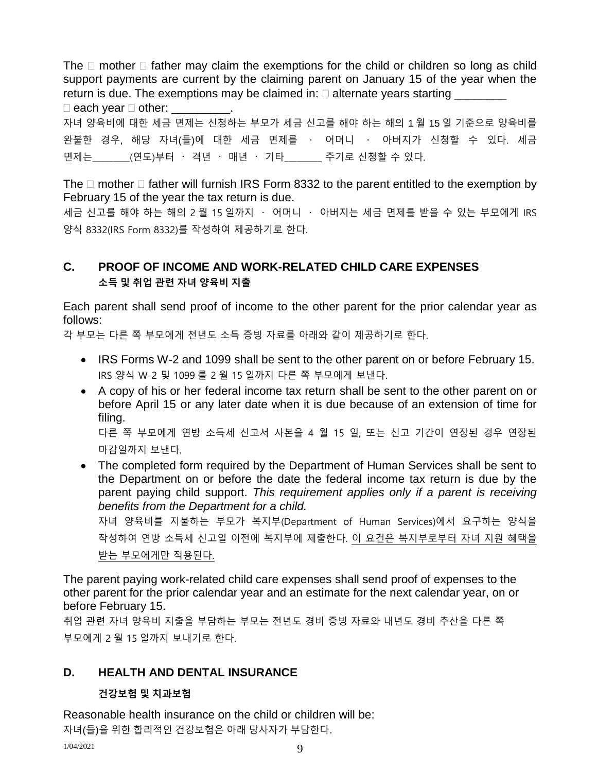The ☐ mother ☐ father may claim the exemptions for the child or children so long as child support payments are current by the claiming parent on January 15 of the year when the return is due. The exemptions may be claimed in: ☐ alternate years starting ________ ☐ each year ☐ other: _________.

자녀 양육비에 대한 세금 면제는 신청하는 부모가 세금 신고를 해야 하는 해의 1 월 15 일 기준으로 양육비를 완불한 경우, 해당 자녀(들)에 대한 세금 면제를 ㆍ 어머니 ㆍ 아버지가 신청할 수 있다. 세금 면제는_______(연도)부터 ㆍ 격년 ㆍ 매년 ㆍ 기타_______ 주기로 신청할 수 있다.

The ☐ mother ☐ father will furnish IRS Form 8332 to the parent entitled to the exemption by February 15 of the year the tax return is due.

세금 신고를 해야 하는 해의 2 월 15 일까지 ㆍ 어머니 ㆍ 아버지는 세금 면제를 받을 수 있는 부모에게 IRS 양식 8332(IRS Form 8332)를 작성하여 제공하기로 한다.

## C. PROOF OF INCOME AND WORK-RELATED CHILD CARE EXPENSES
**소득 및 취업 관련 자녀 양육비 지출**

Each parent shall send proof of income to the other parent for the prior calendar year as follows:

각 부모는 다른 쪽 부모에게 전년도 소득 증빙 자료를 아래와 같이 제공하기로 한다.

- IRS Forms W-2 and 1099 shall be sent to the other parent on or before February 15.
  IRS 양식 W-2 및 1099 를 2 월 15 일까지 다른 쪽 부모에게 보낸다.
- A copy of his or her federal income tax return shall be sent to the other parent on or before April 15 or any later date when it is due because of an extension of time for filing.
  다른 쪽 부모에게 연방 소득세 신고서 사본을 4 월 15 일, 또는 신고 기간이 연장된 경우 연장된 마감일까지 보낸다.
- The completed form required by the Department of Human Services shall be sent to the Department on or before the date the federal income tax return is due by the parent paying child support. *This requirement applies only if a parent is receiving benefits from the Department for a child.*
  자녀 양육비를 지불하는 부모가 복지부(Department of Human Services)에서 요구하는 양식을 작성하여 연방 소득세 신고일 이전에 복지부에 제출한다. <u>이 요건은 복지부로부터 자녀 지원 혜택을 받는 부모에게만 적용된다.</u>

The parent paying work-related child care expenses shall send proof of expenses to the other parent for the prior calendar year and an estimate for the next calendar year, on or before February 15.

취업 관련 자녀 양육비 지출을 부담하는 부모는 전년도 경비 증빙 자료와 내년도 경비 추산을 다른 쪽 부모에게 2 월 15 일까지 보내기로 한다.

## D. HEALTH AND DENTAL INSURANCE
**건강보험 및 치과보험**

Reasonable health insurance on the child or children will be:

자녀(들)을 위한 합리적인 건강보험은 아래 당사자가 부담한다.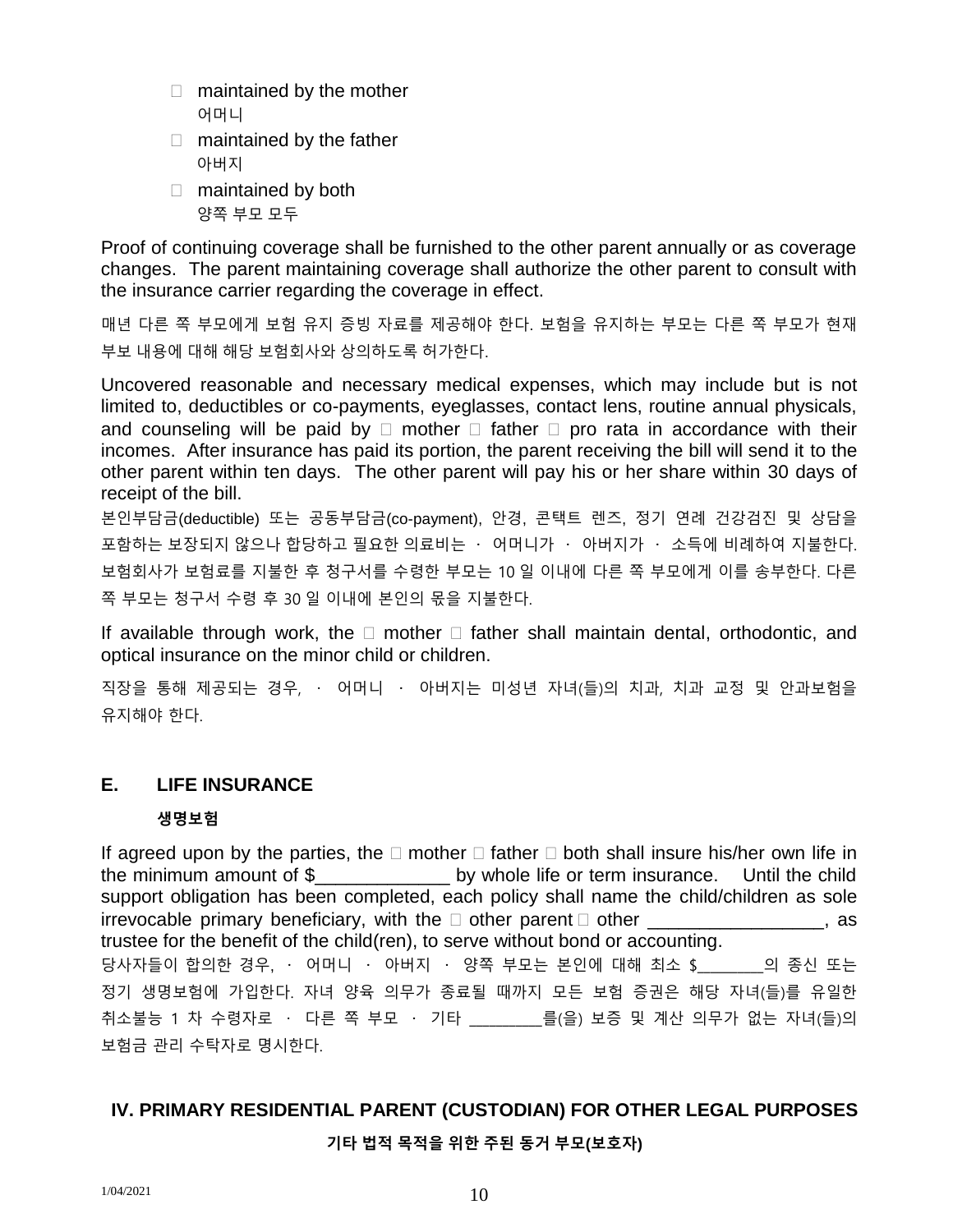- ☐ maintained by the mother
  어머니
- ☐ maintained by the father
  아버지
- ☐ maintained by both
  양쪽 부모 모두

Proof of continuing coverage shall be furnished to the other parent annually or as coverage changes. The parent maintaining coverage shall authorize the other parent to consult with the insurance carrier regarding the coverage in effect.

매년 다른 쪽 부모에게 보험 유지 증빙 자료를 제공해야 한다. 보험을 유지하는 부모는 다른 쪽 부모가 현재 부보 내용에 대해 해당 보험회사와 상의하도록 허가한다.

Uncovered reasonable and necessary medical expenses, which may include but is not limited to, deductibles or co-payments, eyeglasses, contact lens, routine annual physicals, and counseling will be paid by ☐ mother ☐ father ☐ pro rata in accordance with their incomes. After insurance has paid its portion, the parent receiving the bill will send it to the other parent within ten days. The other parent will pay his or her share within 30 days of receipt of the bill.

본인부담금(deductible) 또는 공동부담금(co-payment), 안경, 콘택트 렌즈, 정기 연례 건강검진 및 상담을 포함하는 보장되지 않으나 합당하고 필요한 의료비는 · 어머니가 · 아버지가 · 소득에 비례하여 지불한다. 보험회사가 보험료를 지불한 후 청구서를 수령한 부모는 10 일 이내에 다른 쪽 부모에게 이를 송부한다. 다른 쪽 부모는 청구서 수령 후 30 일 이내에 본인의 몫을 지불한다.

If available through work, the ☐ mother ☐ father shall maintain dental, orthodontic, and optical insurance on the minor child or children.

직장을 통해 제공되는 경우, · 어머니 · 아버지는 미성년 자녀(들)의 치과, 치과 교정 및 안과보험을 유지해야 한다.

## E. LIFE INSURANCE

**생명보험**

If agreed upon by the parties, the ☐ mother ☐ father ☐ both shall insure his/her own life in the minimum amount of $_____________ by whole life or term insurance. Until the child support obligation has been completed, each policy shall name the child/children as sole irrevocable primary beneficiary, with the ☐ other parent ☐ other _________________, as trustee for the benefit of the child(ren), to serve without bond or accounting.

당사자들이 합의한 경우, · 어머니 · 아버지 · 양쪽 부모는 본인에 대해 최소 $________의 종신 또는 정기 생명보험에 가입한다. 자녀 양육 의무가 종료될 때까지 모든 보험 증권은 해당 자녀(들)를 유일한 취소불능 1 차 수령자로 · 다른 쪽 부모 · 기타 ________를(을) 보증 및 계산 의무가 없는 자녀(들)의 보험금 관리 수탁자로 명시한다.

## IV. PRIMARY RESIDENTIAL PARENT (CUSTODIAN) FOR OTHER LEGAL PURPOSES

**기타 법적 목적을 위한 주된 동거 부모(보호자)**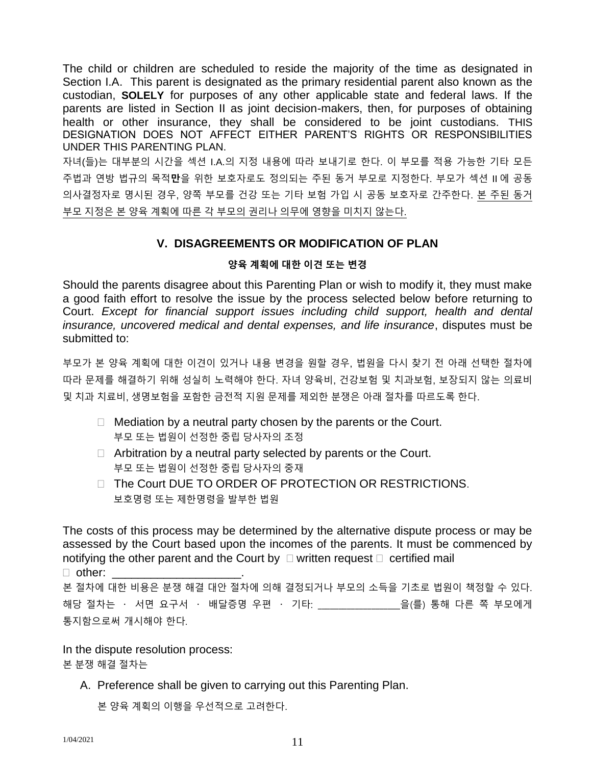The child or children are scheduled to reside the majority of the time as designated in Section I.A. This parent is designated as the primary residential parent also known as the custodian, **SOLELY** for purposes of any other applicable state and federal laws. If the parents are listed in Section II as joint decision-makers, then, for purposes of obtaining health or other insurance, they shall be considered to be joint custodians. THIS DESIGNATION DOES NOT AFFECT EITHER PARENT'S RIGHTS OR RESPONSIBILITIES UNDER THIS PARENTING PLAN.

자녀(들)는 대부분의 시간을 섹션 I.A.의 지정 내용에 따라 보내기로 한다. 이 부모를 적용 가능한 기타 모든 주법과 연방 법규의 목적**만**을 위한 보호자로도 정의되는 주된 동거 부모로 지정한다. 부모가 섹션 II 에 공동 의사결정자로 명시된 경우, 양쪽 부모를 건강 또는 기타 보험 가입 시 공동 보호자로 간주한다. 본 주된 동거 부모 지정은 본 양육 계획에 따른 각 부모의 권리나 의무에 영향을 미치지 않는다.

## V. DISAGREEMENTS OR MODIFICATION OF PLAN

**양육 계획에 대한 이견 또는 변경**

Should the parents disagree about this Parenting Plan or wish to modify it, they must make a good faith effort to resolve the issue by the process selected below before returning to Court. *Except for financial support issues including child support, health and dental insurance, uncovered medical and dental expenses, and life insurance*, disputes must be submitted to:

부모가 본 양육 계획에 대한 이견이 있거나 내용 변경을 원할 경우, 법원을 다시 찾기 전 아래 선택한 절차에 따라 문제를 해결하기 위해 성실히 노력해야 한다. 자녀 양육비, 건강보험 및 치과보험, 보장되지 않는 의료비 및 치과 치료비, 생명보험을 포함한 금전적 지원 문제를 제외한 분쟁은 아래 절차를 따르도록 한다.

- ☐ Mediation by a neutral party chosen by the parents or the Court.
  부모 또는 법원이 선정한 중립 당사자의 조정
- ☐ Arbitration by a neutral party selected by parents or the Court.
  부모 또는 법원이 선정한 중립 당사자의 중재
- ☐ The Court DUE TO ORDER OF PROTECTION OR RESTRICTIONS.
  보호명령 또는 제한명령을 발부한 법원

The costs of this process may be determined by the alternative dispute process or may be assessed by the Court based upon the incomes of the parents. It must be commenced by notifying the other parent and the Court by ☐ written request ☐ certified mail ☐ other: ____________________.

본 절차에 대한 비용은 분쟁 해결 대안 절차에 의해 결정되거나 부모의 소득을 기초로 법원이 책정할 수 있다. 해당 절차는 · 서면 요구서 · 배달증명 우편 · 기타: ______________을(를) 통해 다른 쪽 부모에게 통지함으로써 개시해야 한다.

In the dispute resolution process:
본 분쟁 해결 절차는

A. Preference shall be given to carrying out this Parenting Plan.

   본 양육 계획의 이행을 우선적으로 고려한다.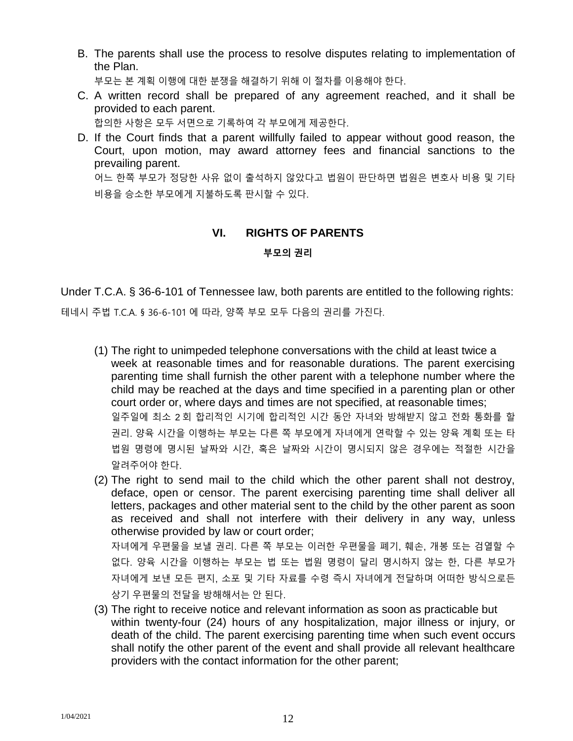B. The parents shall use the process to resolve disputes relating to implementation of the Plan.

   부모는 본 계획 이행에 대한 분쟁을 해결하기 위해 이 절차를 이용해야 한다.

C. A written record shall be prepared of any agreement reached, and it shall be provided to each parent.

   합의한 사항은 모두 서면으로 기록하여 각 부모에게 제공한다.

D. If the Court finds that a parent willfully failed to appear without good reason, the Court, upon motion, may award attorney fees and financial sanctions to the prevailing parent.

   어느 한쪽 부모가 정당한 사유 없이 출석하지 않았다고 법원이 판단하면 법원은 변호사 비용 및 기타 비용을 승소한 부모에게 지불하도록 판시할 수 있다.

## VI. RIGHTS OF PARENTS

### 부모의 권리

Under T.C.A. § 36-6-101 of Tennessee law, both parents are entitled to the following rights:

테네시 주법 T.C.A. § 36-6-101 에 따라, 양쪽 부모 모두 다음의 권리를 가진다.

(1) The right to unimpeded telephone conversations with the child at least twice a week at reasonable times and for reasonable durations. The parent exercising parenting time shall furnish the other parent with a telephone number where the child may be reached at the days and time specified in a parenting plan or other court order or, where days and times are not specified, at reasonable times;

일주일에 최소 2 회 합리적인 시기에 합리적인 시간 동안 자녀와 방해받지 않고 전화 통화를 할 권리. 양육 시간을 이행하는 부모는 다른 쪽 부모에게 자녀에게 연락할 수 있는 양육 계획 또는 타 법원 명령에 명시된 날짜와 시간, 혹은 날짜와 시간이 명시되지 않은 경우에는 적절한 시간을 알려주어야 한다.

(2) The right to send mail to the child which the other parent shall not destroy, deface, open or censor. The parent exercising parenting time shall deliver all letters, packages and other material sent to the child by the other parent as soon as received and shall not interfere with their delivery in any way, unless otherwise provided by law or court order;

자녀에게 우편물을 보낼 권리. 다른 쪽 부모는 이러한 우편물을 폐기, 훼손, 개봉 또는 검열할 수 없다. 양육 시간을 이행하는 부모는 법 또는 법원 명령이 달리 명시하지 않는 한, 다른 부모가 자녀에게 보낸 모든 편지, 소포 및 기타 자료를 수령 즉시 자녀에게 전달하며 어떠한 방식으로든 상기 우편물의 전달을 방해해서는 안 된다.

(3) The right to receive notice and relevant information as soon as practicable but within twenty-four (24) hours of any hospitalization, major illness or injury, or death of the child. The parent exercising parenting time when such event occurs shall notify the other parent of the event and shall provide all relevant healthcare providers with the contact information for the other parent;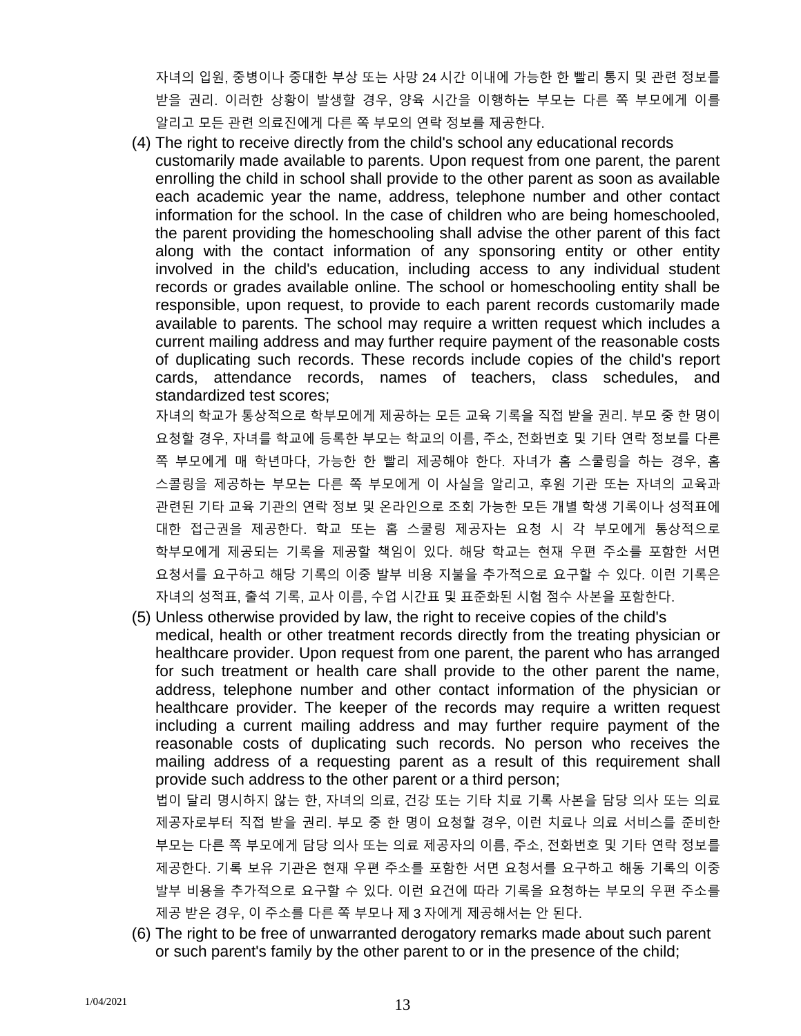자녀의 입원, 중병이나 중대한 부상 또는 사망 24 시간 이내에 가능한 한 빨리 통지 및 관련 정보를 받을 권리. 이러한 상황이 발생할 경우, 양육 시간을 이행하는 부모는 다른 쪽 부모에게 이를 알리고 모든 관련 의료진에게 다른 쪽 부모의 연락 정보를 제공한다.

(4) The right to receive directly from the child's school any educational records customarily made available to parents. Upon request from one parent, the parent enrolling the child in school shall provide to the other parent as soon as available each academic year the name, address, telephone number and other contact information for the school. In the case of children who are being homeschooled, the parent providing the homeschooling shall advise the other parent of this fact along with the contact information of any sponsoring entity or other entity involved in the child's education, including access to any individual student records or grades available online. The school or homeschooling entity shall be responsible, upon request, to provide to each parent records customarily made available to parents. The school may require a written request which includes a current mailing address and may further require payment of the reasonable costs of duplicating such records. These records include copies of the child's report cards, attendance records, names of teachers, class schedules, and standardized test scores;

자녀의 학교가 통상적으로 학부모에게 제공하는 모든 교육 기록을 직접 받을 권리. 부모 중 한 명이 요청할 경우, 자녀를 학교에 등록한 부모는 학교의 이름, 주소, 전화번호 및 기타 연락 정보를 다른 쪽 부모에게 매 학년마다, 가능한 한 빨리 제공해야 한다. 자녀가 홈 스쿨링을 하는 경우, 홈 스콜링을 제공하는 부모는 다른 쪽 부모에게 이 사실을 알리고, 후원 기관 또는 자녀의 교육과 관련된 기타 교육 기관의 연락 정보 및 온라인으로 조회 가능한 모든 개별 학생 기록이나 성적표에 대한 접근권을 제공한다. 학교 또는 홈 스쿨링 제공자는 요청 시 각 부모에게 통상적으로 학부모에게 제공되는 기록을 제공할 책임이 있다. 해당 학교는 현재 우편 주소를 포함한 서면 요청서를 요구하고 해당 기록의 이중 발부 비용 지불을 추가적으로 요구할 수 있다. 이런 기록은 자녀의 성적표, 출석 기록, 교사 이름, 수업 시간표 및 표준화된 시험 점수 사본을 포함한다.

(5) Unless otherwise provided by law, the right to receive copies of the child's medical, health or other treatment records directly from the treating physician or healthcare provider. Upon request from one parent, the parent who has arranged for such treatment or health care shall provide to the other parent the name, address, telephone number and other contact information of the physician or healthcare provider. The keeper of the records may require a written request including a current mailing address and may further require payment of the reasonable costs of duplicating such records. No person who receives the mailing address of a requesting parent as a result of this requirement shall provide such address to the other parent or a third person;

법이 달리 명시하지 않는 한, 자녀의 의료, 건강 또는 기타 치료 기록 사본을 담당 의사 또는 의료 제공자로부터 직접 받을 권리. 부모 중 한 명이 요청할 경우, 이런 치료나 의료 서비스를 준비한 부모는 다른 쪽 부모에게 담당 의사 또는 의료 제공자의 이름, 주소, 전화번호 및 기타 연락 정보를 제공한다. 기록 보유 기관은 현재 우편 주소를 포함한 서면 요청서를 요구하고 해동 기록의 이중 발부 비용을 추가적으로 요구할 수 있다. 이런 요건에 따라 기록을 요청하는 부모의 우편 주소를 제공 받은 경우, 이 주소를 다른 쪽 부모나 제 3 자에게 제공해서는 안 된다.

(6) The right to be free of unwarranted derogatory remarks made about such parent or such parent's family by the other parent to or in the presence of the child;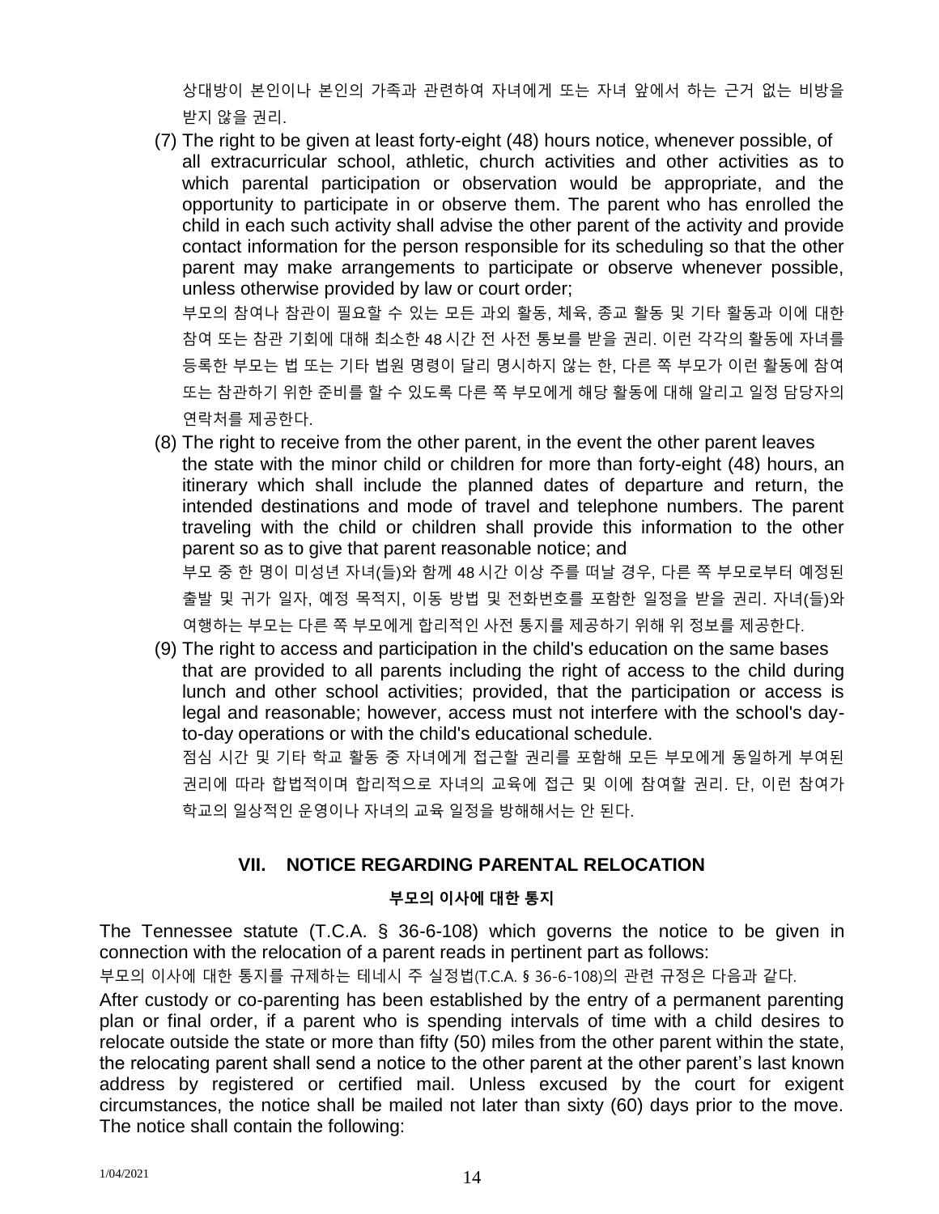상대방이 본인이나 본인의 가족과 관련하여 자녀에게 또는 자녀 앞에서 하는 근거 없는 비방을 받지 않을 권리.

(7) The right to be given at least forty-eight (48) hours notice, whenever possible, of all extracurricular school, athletic, church activities and other activities as to which parental participation or observation would be appropriate, and the opportunity to participate in or observe them. The parent who has enrolled the child in each such activity shall advise the other parent of the activity and provide contact information for the person responsible for its scheduling so that the other parent may make arrangements to participate or observe whenever possible, unless otherwise provided by law or court order;

부모의 참여나 참관이 필요할 수 있는 모든 과외 활동, 체육, 종교 활동 및 기타 활동과 이에 대한 참여 또는 참관 기회에 대해 최소한 48 시간 전 사전 통보를 받을 권리. 이런 각각의 활동에 자녀를 등록한 부모는 법 또는 기타 법원 명령이 달리 명시하지 않는 한, 다른 쪽 부모가 이런 활동에 참여 또는 참관하기 위한 준비를 할 수 있도록 다른 쪽 부모에게 해당 활동에 대해 알리고 일정 담당자의 연락처를 제공한다.

(8) The right to receive from the other parent, in the event the other parent leaves the state with the minor child or children for more than forty-eight (48) hours, an itinerary which shall include the planned dates of departure and return, the intended destinations and mode of travel and telephone numbers. The parent traveling with the child or children shall provide this information to the other parent so as to give that parent reasonable notice; and

부모 중 한 명이 미성년 자녀(들)와 함께 48 시간 이상 주를 떠날 경우, 다른 쪽 부모로부터 예정된 출발 및 귀가 일자, 예정 목적지, 이동 방법 및 전화번호를 포함한 일정을 받을 권리. 자녀(들)와 여행하는 부모는 다른 쪽 부모에게 합리적인 사전 통지를 제공하기 위해 위 정보를 제공한다.

(9) The right to access and participation in the child's education on the same bases that are provided to all parents including the right of access to the child during lunch and other school activities; provided, that the participation or access is legal and reasonable; however, access must not interfere with the school's day-to-day operations or with the child's educational schedule.

점심 시간 및 기타 학교 활동 중 자녀에게 접근할 권리를 포함해 모든 부모에게 동일하게 부여된 권리에 따라 합법적이며 합리적으로 자녀의 교육에 접근 및 이에 참여할 권리. 단, 이런 참여가 학교의 일상적인 운영이나 자녀의 교육 일정을 방해해서는 안 된다.

## VII. NOTICE REGARDING PARENTAL RELOCATION

### 부모의 이사에 대한 통지

The Tennessee statute (T.C.A. § 36-6-108) which governs the notice to be given in connection with the relocation of a parent reads in pertinent part as follows:

부모의 이사에 대한 통지를 규제하는 테네시 주 실정법(T.C.A. § 36-6-108)의 관련 규정은 다음과 같다.

After custody or co-parenting has been established by the entry of a permanent parenting plan or final order, if a parent who is spending intervals of time with a child desires to relocate outside the state or more than fifty (50) miles from the other parent within the state, the relocating parent shall send a notice to the other parent at the other parent's last known address by registered or certified mail. Unless excused by the court for exigent circumstances, the notice shall be mailed not later than sixty (60) days prior to the move. The notice shall contain the following: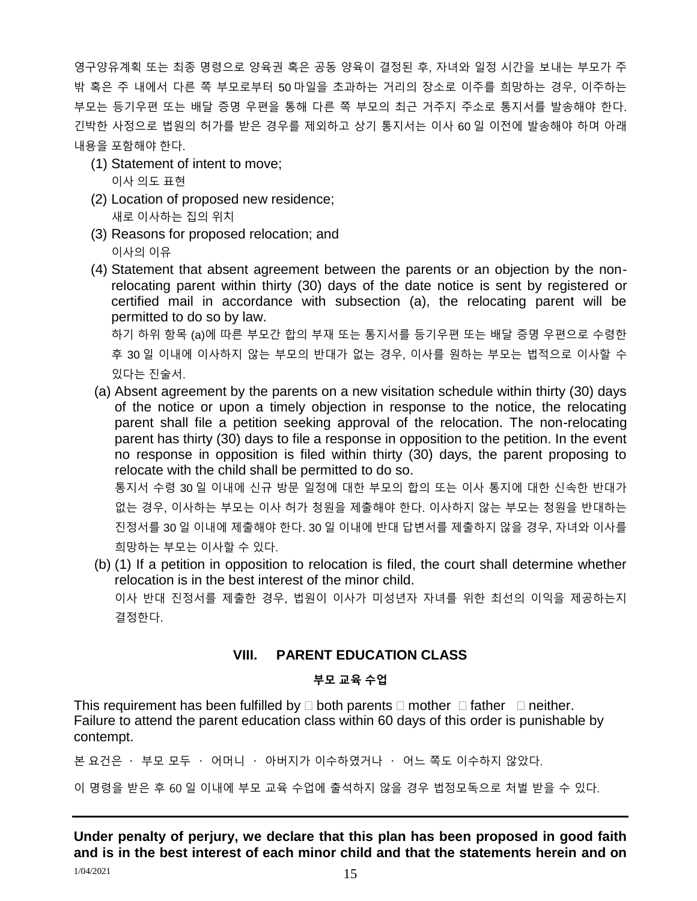영구양유계획 또는 최종 명령으로 양육권 혹은 공동 양육이 결정된 후, 자녀와 일정 시간을 보내는 부모가 주 밖 혹은 주 내에서 다른 쪽 부모로부터 50 마일을 초과하는 거리의 장소로 이주를 희망하는 경우, 이주하는 부모는 등기우편 또는 배달 증명 우편을 통해 다른 쪽 부모의 최근 거주지 주소로 통지서를 발송해야 한다. 긴박한 사정으로 법원의 허가를 받은 경우를 제외하고 상기 통지서는 이사 60 일 이전에 발송해야 하며 아래 내용을 포함해야 한다.

(1) Statement of intent to move;
이사 의도 표현

(2) Location of proposed new residence;
새로 이사하는 집의 위치

(3) Reasons for proposed relocation; and
이사의 이유

(4) Statement that absent agreement between the parents or an objection by the non-relocating parent within thirty (30) days of the date notice is sent by registered or certified mail in accordance with subsection (a), the relocating parent will be permitted to do so by law.
하기 하위 항목 (a)에 따른 부모간 합의 부재 또는 통지서를 등기우편 또는 배달 증명 우편으로 수령한 후 30 일 이내에 이사하지 않는 부모의 반대가 없는 경우, 이사를 원하는 부모는 법적으로 이사할 수 있다는 진술서.

(a) Absent agreement by the parents on a new visitation schedule within thirty (30) days of the notice or upon a timely objection in response to the notice, the relocating parent shall file a petition seeking approval of the relocation. The non-relocating parent has thirty (30) days to file a response in opposition to the petition. In the event no response in opposition is filed within thirty (30) days, the parent proposing to relocate with the child shall be permitted to do so.
통지서 수령 30 일 이내에 신규 방문 일정에 대한 부모의 합의 또는 이사 통지에 대한 신속한 반대가 없는 경우, 이사하는 부모는 이사 허가 청원을 제출해야 한다. 이사하지 않는 부모는 청원을 반대하는 진정서를 30 일 이내에 제출해야 한다. 30 일 이내에 반대 답변서를 제출하지 않을 경우, 자녀와 이사를 희망하는 부모는 이사할 수 있다.

(b) (1) If a petition in opposition to relocation is filed, the court shall determine whether relocation is in the best interest of the minor child.
이사 반대 진정서를 제출한 경우, 법원이 이사가 미성년자 자녀를 위한 최선의 이익을 제공하는지 결정한다.

## VIII. PARENT EDUCATION CLASS

**부모 교육 수업**

This requirement has been fulfilled by ☐ both parents ☐ mother ☐ father ☐ neither.
Failure to attend the parent education class within 60 days of this order is punishable by contempt.

본 요건은 · 부모 모두 · 어머니 · 아버지가 이수하였거나 · 어느 쪽도 이수하지 않았다.

이 명령을 받은 후 60 일 이내에 부모 교육 수업에 출석하지 않을 경우 법정모독으로 처벌 받을 수 있다.

---

**Under penalty of perjury, we declare that this plan has been proposed in good faith and is in the best interest of each minor child and that the statements herein and on**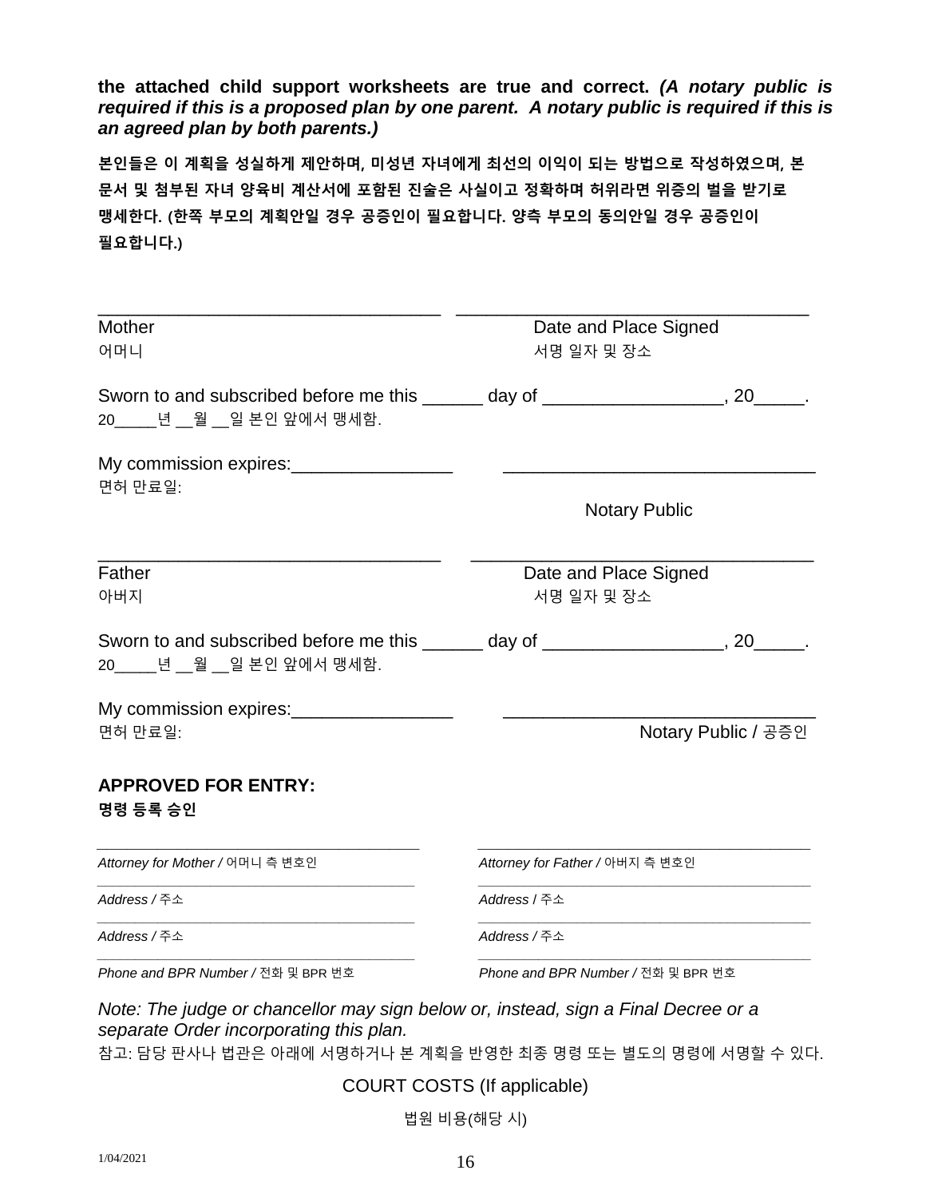**the attached child support worksheets are true and correct.** ***(A notary public is required if this is a proposed plan by one parent. A notary public is required if this is an agreed plan by both parents.)***

**본인들은 이 계획을 성실하게 제안하며, 미성년 자녀에게 최선의 이익이 되는 방법으로 작성하였으며, 본 문서 및 첨부된 자녀 양육비 계산서에 포함된 진술은 사실이고 정확하며 허위라면 위증의 벌을 받기로 맹세한다. (한쪽 부모의 계획안일 경우 공증인이 필요합니다. 양측 부모의 동의안일 경우 공증인이 필요합니다.)**

\_\_\_\_\_\_\_\_\_\_\_\_\_\_\_\_\_\_\_\_\_\_\_\_\_\_\_\_\_\_\_\_ \_\_\_\_\_\_\_\_\_\_\_\_\_\_\_\_\_\_\_\_\_\_\_\_\_\_\_\_\_\_\_\_

Mother — Date and Place Signed

어머니 — 서명 일자 및 장소

Sworn to and subscribed before me this ______ day of __________________, 20_____.

20_____년 __월 __일 본인 앞에서 맹세함.

My commission expires:________________ \_\_\_\_\_\_\_\_\_\_\_\_\_\_\_\_\_\_\_\_\_\_\_\_\_\_\_\_\_\_

면허 만료일:

Notary Public

\_\_\_\_\_\_\_\_\_\_\_\_\_\_\_\_\_\_\_\_\_\_\_\_\_\_\_\_\_\_\_\_ \_\_\_\_\_\_\_\_\_\_\_\_\_\_\_\_\_\_\_\_\_\_\_\_\_\_\_\_\_\_\_\_

Father — Date and Place Signed

아버지 — 서명 일자 및 장소

Sworn to and subscribed before me this ______ day of __________________, 20_____.

20_____년 __월 __일 본인 앞에서 맹세함.

My commission expires:________________ \_\_\_\_\_\_\_\_\_\_\_\_\_\_\_\_\_\_\_\_\_\_\_\_\_\_\_\_\_\_

면허 만료일: — Notary Public / 공증인

## APPROVED FOR ENTRY:

**명령 등록 승인**

| | |
|---|---|
| *Attorney for Mother /* 어머니 측 변호인 | *Attorney for Father /* 아버지 측 변호인 |
| *Address /* 주소 | *Address* / 주소 |
| *Address /* 주소 | *Address /* 주소 |
| *Phone and BPR Number /* 전화 및 BPR 번호 | *Phone and BPR Number /* 전화 및 BPR 번호 |

*Note: The judge or chancellor may sign below or, instead, sign a Final Decree or a separate Order incorporating this plan.*

참고: 담당 판사나 법관은 아래에 서명하거나 본 계획을 반영한 최종 명령 또는 별도의 명령에 서명할 수 있다.

COURT COSTS (If applicable)

법원 비용(해당 시)

1/04/2021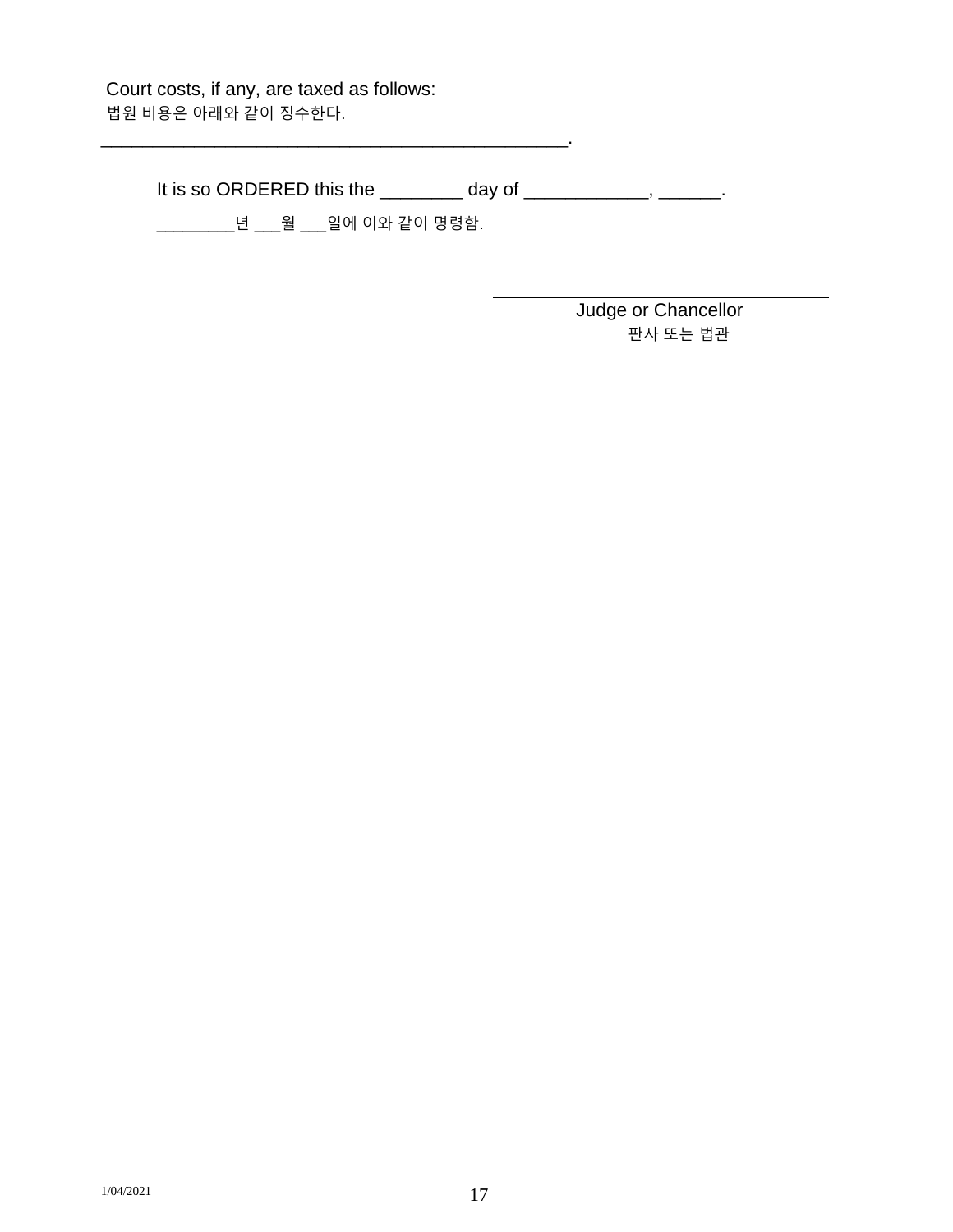Court costs, if any, are taxed as follows:
법원 비용은 아래와 같이 징수한다.

_______________________________________________.

It is so ORDERED this the ________ day of ____________, ______.

________년 ___월 ___일에 이와 같이 명령함.

_______________________________
Judge or Chancellor
판사 또는 법관

1/04/2021